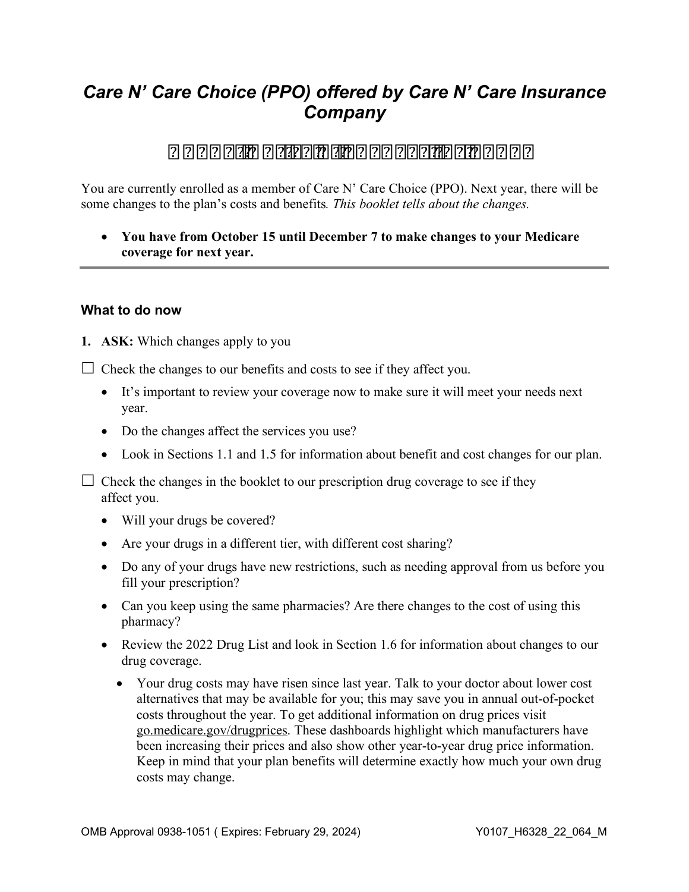# *Care N' Care Choice (PPO) offered by Care N' Care Insurance Company*

You are currently enrolled as a member of Care N' Care Choice (PPO). Next year, there will be some changes to the plan's costs and benefits*. This booklet tells about the changes.*

- **You have from October 15 until December 7 to make changes to your Medicare coverage for next year.**

---

### What to do now

1. **ASK:** Which changes apply to you

☐ Check the changes to our benefits and costs to see if they affect you.

- It's important to review your coverage now to make sure it will meet your needs next year.
- Do the changes affect the services you use?
- Look in Sections 1.1 and 1.5 for information about benefit and cost changes for our plan.

☐ Check the changes in the booklet to our prescription drug coverage to see if they affect you.

- Will your drugs be covered?
- Are your drugs in a different tier, with different cost sharing?
- Do any of your drugs have new restrictions, such as needing approval from us before you fill your prescription?
- Can you keep using the same pharmacies? Are there changes to the cost of using this pharmacy?
- Review the 2022 Drug List and look in Section 1.6 for information about changes to our drug coverage.
  - Your drug costs may have risen since last year. Talk to your doctor about lower cost alternatives that may be available for you; this may save you in annual out-of-pocket costs throughout the year. To get additional information on drug prices visit go.medicare.gov/drugprices. These dashboards highlight which manufacturers have been increasing their prices and also show other year-to-year drug price information. Keep in mind that your plan benefits will determine exactly how much your own drug costs may change.

OMB Approval 0938-1051 ( Expires: February 29, 2024) Y0107_H6328_22_064_M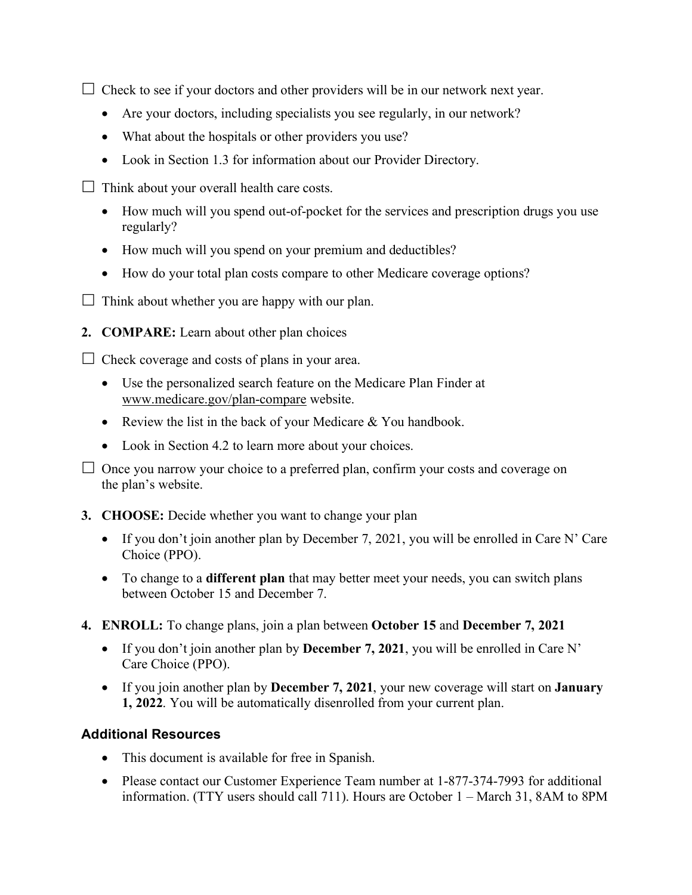☐ Check to see if your doctors and other providers will be in our network next year.

- Are your doctors, including specialists you see regularly, in our network?
- What about the hospitals or other providers you use?
- Look in Section 1.3 for information about our Provider Directory.

☐ Think about your overall health care costs.

- How much will you spend out-of-pocket for the services and prescription drugs you use regularly?
- How much will you spend on your premium and deductibles?
- How do your total plan costs compare to other Medicare coverage options?

☐ Think about whether you are happy with our plan.

2. **COMPARE:** Learn about other plan choices

☐ Check coverage and costs of plans in your area.

- Use the personalized search feature on the Medicare Plan Finder at www.medicare.gov/plan-compare website.
- Review the list in the back of your Medicare & You handbook.
- Look in Section 4.2 to learn more about your choices.

☐ Once you narrow your choice to a preferred plan, confirm your costs and coverage on the plan's website.

3. **CHOOSE:** Decide whether you want to change your plan
    - If you don't join another plan by December 7, 2021, you will be enrolled in Care N' Care Choice (PPO).
    - To change to a **different plan** that may better meet your needs, you can switch plans between October 15 and December 7.

4. **ENROLL:** To change plans, join a plan between **October 15** and **December 7, 2021**
    - If you don't join another plan by **December 7, 2021**, you will be enrolled in Care N' Care Choice (PPO).
    - If you join another plan by **December 7, 2021**, your new coverage will start on **January 1, 2022**. You will be automatically disenrolled from your current plan.

### Additional Resources

- This document is available for free in Spanish.
- Please contact our Customer Experience Team number at 1-877-374-7993 for additional information. (TTY users should call 711). Hours are October 1 – March 31, 8AM to 8PM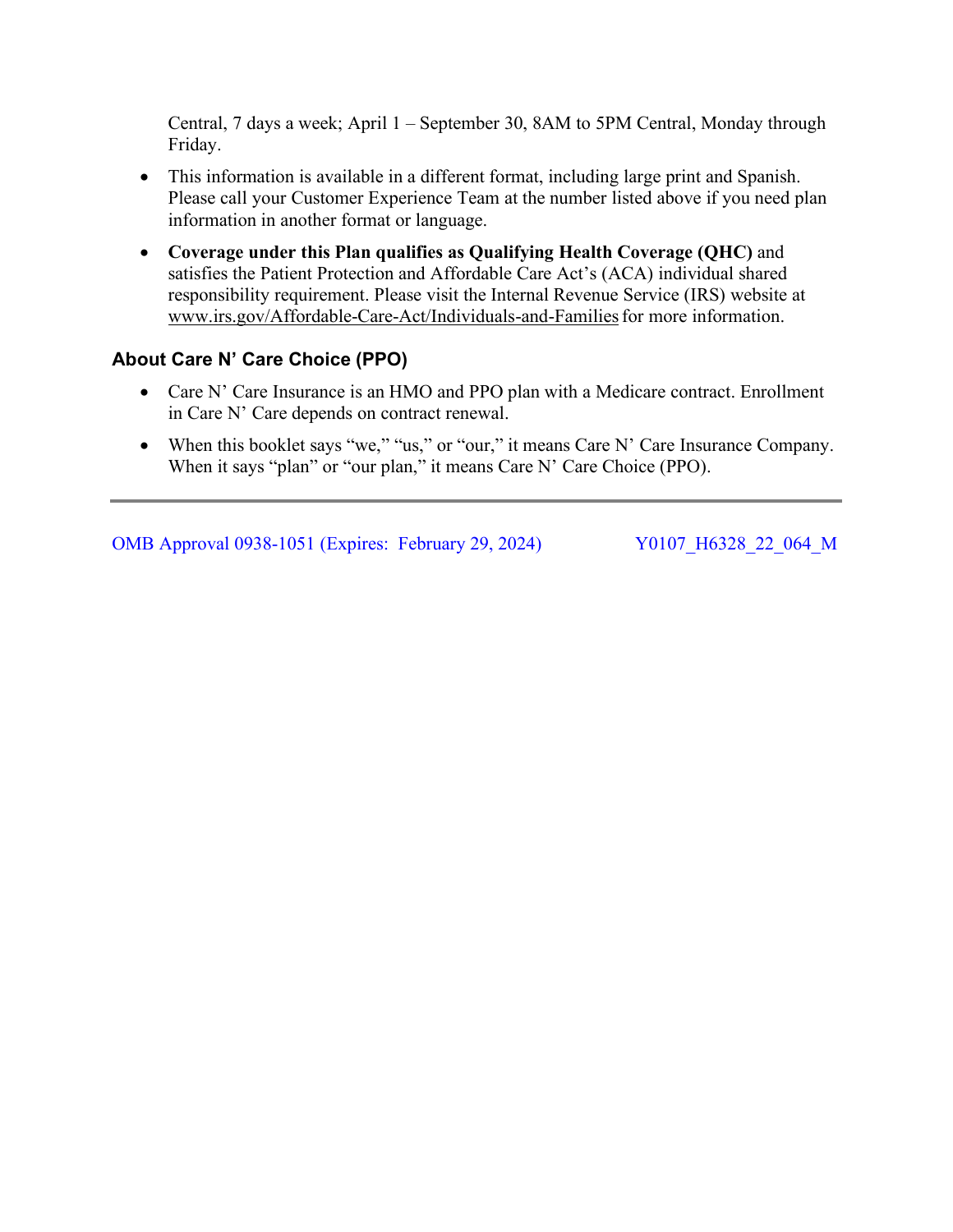Central, 7 days a week; April 1 – September 30, 8AM to 5PM Central, Monday through Friday.

- This information is available in a different format, including large print and Spanish. Please call your Customer Experience Team at the number listed above if you need plan information in another format or language.
- **Coverage under this Plan qualifies as Qualifying Health Coverage (QHC)** and satisfies the Patient Protection and Affordable Care Act's (ACA) individual shared responsibility requirement. Please visit the Internal Revenue Service (IRS) website at www.irs.gov/Affordable-Care-Act/Individuals-and-Families for more information.

### About Care N' Care Choice (PPO)

- Care N' Care Insurance is an HMO and PPO plan with a Medicare contract. Enrollment in Care N' Care depends on contract renewal.
- When this booklet says "we," "us," or "our," it means Care N' Care Insurance Company. When it says "plan" or "our plan," it means Care N' Care Choice (PPO).

OMB Approval 0938-1051 (Expires: February 29, 2024) Y0107_H6328_22_064_M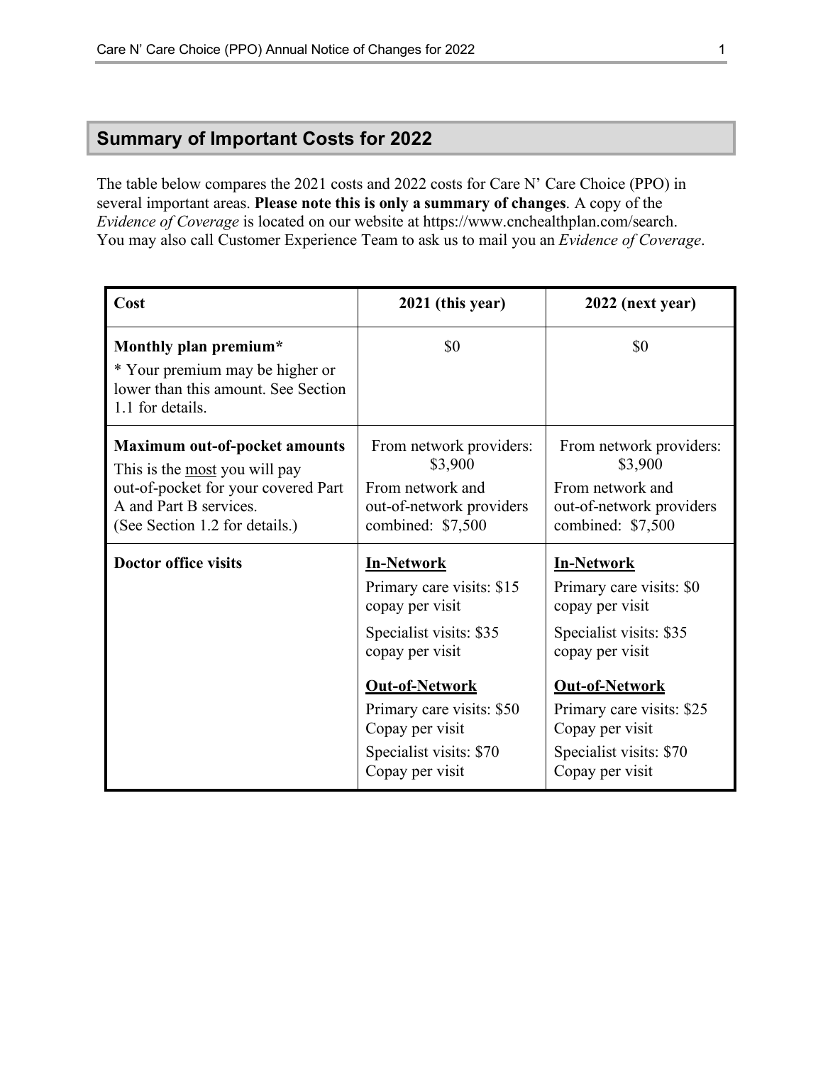## Summary of Important Costs for 2022

The table below compares the 2021 costs and 2022 costs for Care N' Care Choice (PPO) in several important areas. **Please note this is only a summary of changes**. A copy of the *Evidence of Coverage* is located on our website at https://www.cnchealthplan.com/search. You may also call Customer Experience Team to ask us to mail you an *Evidence of Coverage*.

| Cost | 2021 (this year) | 2022 (next year) |
|---|---|---|
| **Monthly plan premium*** <br> * Your premium may be higher or lower than this amount. See Section 1.1 for details. | $0 | $0 |
| **Maximum out-of-pocket amounts** <br> This is the most you will pay out-of-pocket for your covered Part A and Part B services. (See Section 1.2 for details.) | From network providers: $3,900 <br> From network and out-of-network providers combined: $7,500 | From network providers: $3,900 <br> From network and out-of-network providers combined: $7,500 |
| **Doctor office visits** | **In-Network** <br> Primary care visits: $15 copay per visit <br> Specialist visits: $35 copay per visit <br> **Out-of-Network** <br> Primary care visits: $50 Copay per visit <br> Specialist visits: $70 Copay per visit | **In-Network** <br> Primary care visits: $0 copay per visit <br> Specialist visits: $35 copay per visit <br> **Out-of-Network** <br> Primary care visits: $25 Copay per visit <br> Specialist visits: $70 Copay per visit |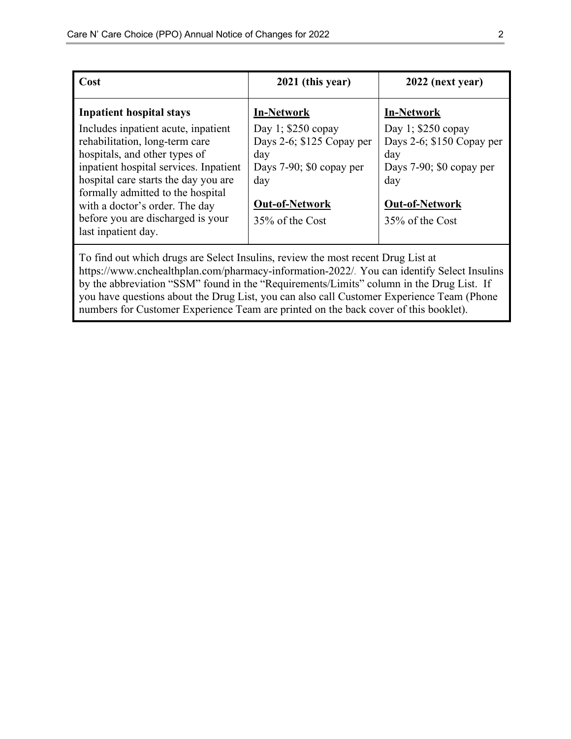| Cost | 2021 (this year) | 2022 (next year) |
|---|---|---|
| **Inpatient hospital stays**<br>Includes inpatient acute, inpatient rehabilitation, long-term care hospitals, and other types of inpatient hospital services. Inpatient hospital care starts the day you are formally admitted to the hospital with a doctor's order. The day before you are discharged is your last inpatient day. | **<u>In-Network</u>**<br>Day 1; $250 copay<br>Days 2-6; $125 Copay per day<br>Days 7-90; $0 copay per day<br>**<u>Out-of-Network</u>**<br>35% of the Cost | **<u>In-Network</u>**<br>Day 1; $250 copay<br>Days 2-6; $150 Copay per day<br>Days 7-90; $0 copay per day<br>**<u>Out-of-Network</u>**<br>35% of the Cost |

To find out which drugs are Select Insulins, review the most recent Drug List at https://www.cnchealthplan.com/pharmacy-information-2022/. You can identify Select Insulins by the abbreviation "SSM" found in the "Requirements/Limits" column in the Drug List. If you have questions about the Drug List, you can also call Customer Experience Team (Phone numbers for Customer Experience Team are printed on the back cover of this booklet).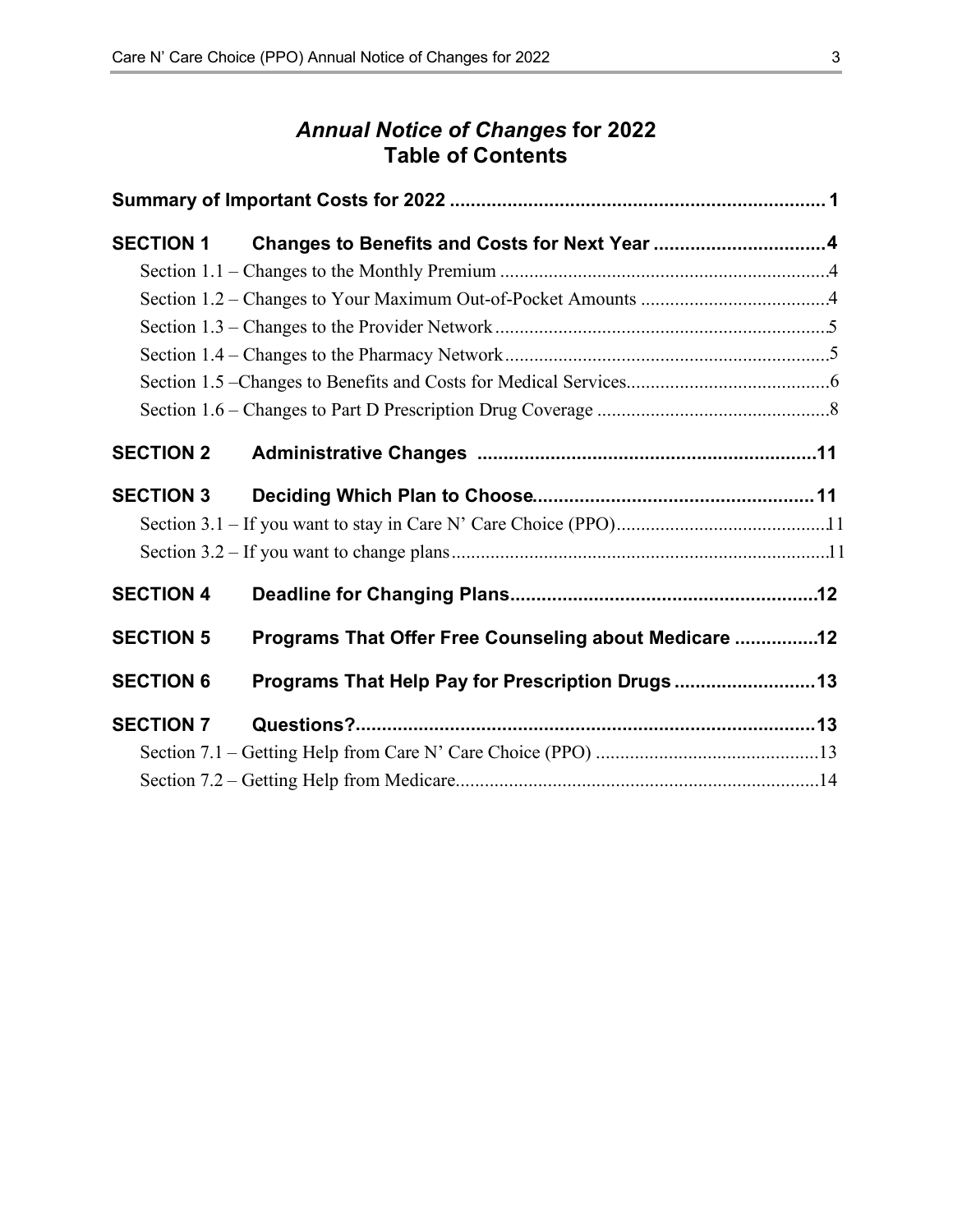# *Annual Notice of Changes* for 2022
# Table of Contents

**Summary of Important Costs for 2022 ........................................................................ 1**

**SECTION 1 Changes to Benefits and Costs for Next Year .................................4**

Section 1.1 – Changes to the Monthly Premium ....................................................................4

Section 1.2 – Changes to Your Maximum Out-of-Pocket Amounts .......................................4

Section 1.3 – Changes to the Provider Network ....................................................................5

Section 1.4 – Changes to the Pharmacy Network ..................................................................5

Section 1.5 –Changes to Benefits and Costs for Medical Services..........................................6

Section 1.6 – Changes to Part D Prescription Drug Coverage ................................................8

**SECTION 2 Administrative Changes ................................................................11**

**SECTION 3 Deciding Which Plan to Choose......................................................11**

Section 3.1 – If you want to stay in Care N' Care Choice (PPO)...........................................11

Section 3.2 – If you want to change plans.............................................................................11

**SECTION 4 Deadline for Changing Plans...........................................................12**

**SECTION 5 Programs That Offer Free Counseling about Medicare ................12**

**SECTION 6 Programs That Help Pay for Prescription Drugs ...........................13**

**SECTION 7 Questions?........................................................................................13**

Section 7.1 – Getting Help from Care N' Care Choice (PPO) ..............................................13

Section 7.2 – Getting Help from Medicare...........................................................................14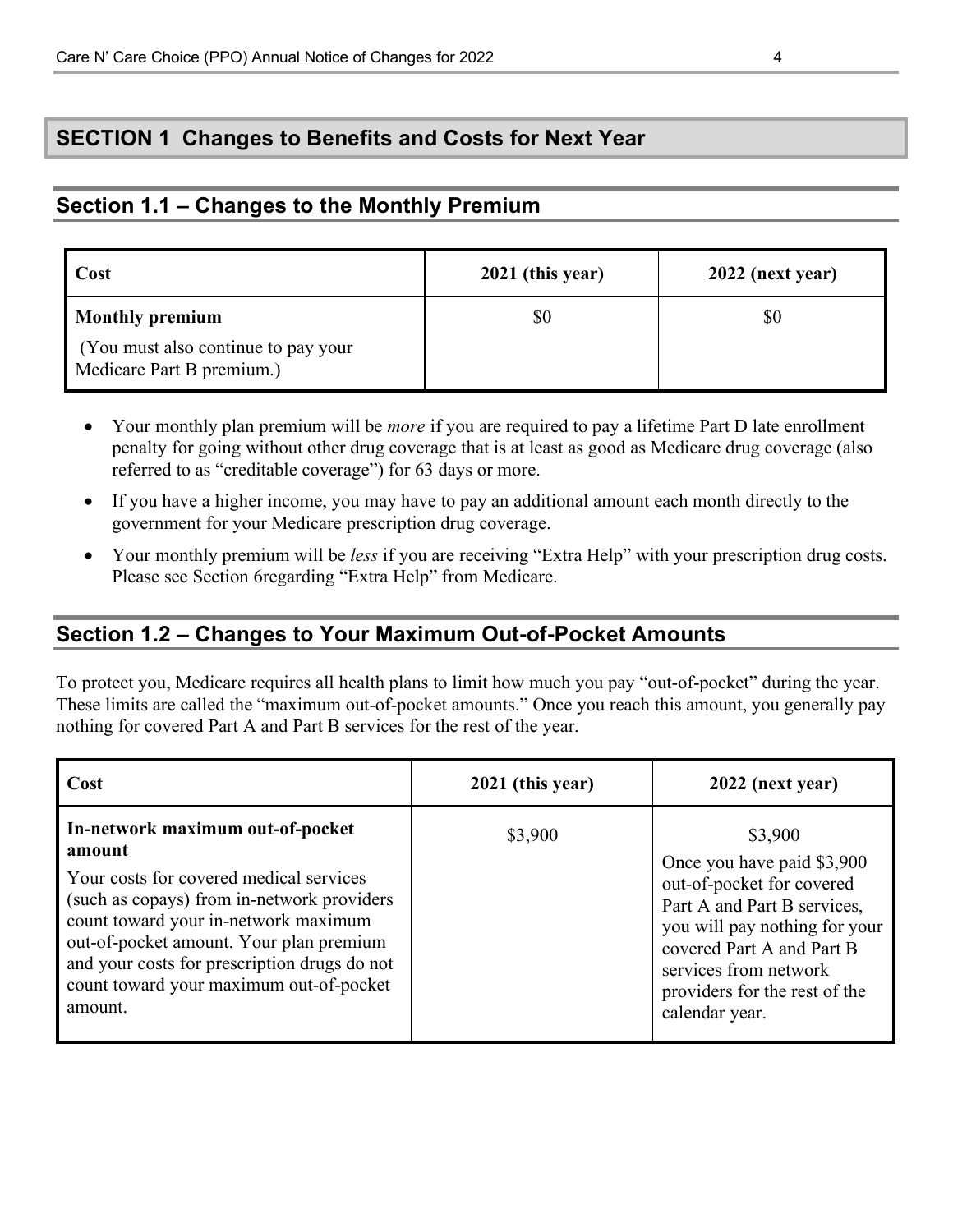## SECTION 1 Changes to Benefits and Costs for Next Year

### Section 1.1 – Changes to the Monthly Premium

| Cost | 2021 (this year) | 2022 (next year) |
|---|---|---|
| **Monthly premium**<br>(You must also continue to pay your Medicare Part B premium.) | \$0 | \$0 |

- Your monthly plan premium will be *more* if you are required to pay a lifetime Part D late enrollment penalty for going without other drug coverage that is at least as good as Medicare drug coverage (also referred to as "creditable coverage") for 63 days or more.
- If you have a higher income, you may have to pay an additional amount each month directly to the government for your Medicare prescription drug coverage.
- Your monthly premium will be *less* if you are receiving "Extra Help" with your prescription drug costs. Please see Section 6regarding "Extra Help" from Medicare.

### Section 1.2 – Changes to Your Maximum Out-of-Pocket Amounts

To protect you, Medicare requires all health plans to limit how much you pay "out-of-pocket" during the year. These limits are called the "maximum out-of-pocket amounts." Once you reach this amount, you generally pay nothing for covered Part A and Part B services for the rest of the year.

| Cost | 2021 (this year) | 2022 (next year) |
|---|---|---|
| **In-network maximum out-of-pocket amount**<br>Your costs for covered medical services (such as copays) from in-network providers count toward your in-network maximum out-of-pocket amount. Your plan premium and your costs for prescription drugs do not count toward your maximum out-of-pocket amount. | \$3,900 | \$3,900<br>Once you have paid \$3,900 out-of-pocket for covered Part A and Part B services, you will pay nothing for your covered Part A and Part B services from network providers for the rest of the calendar year. |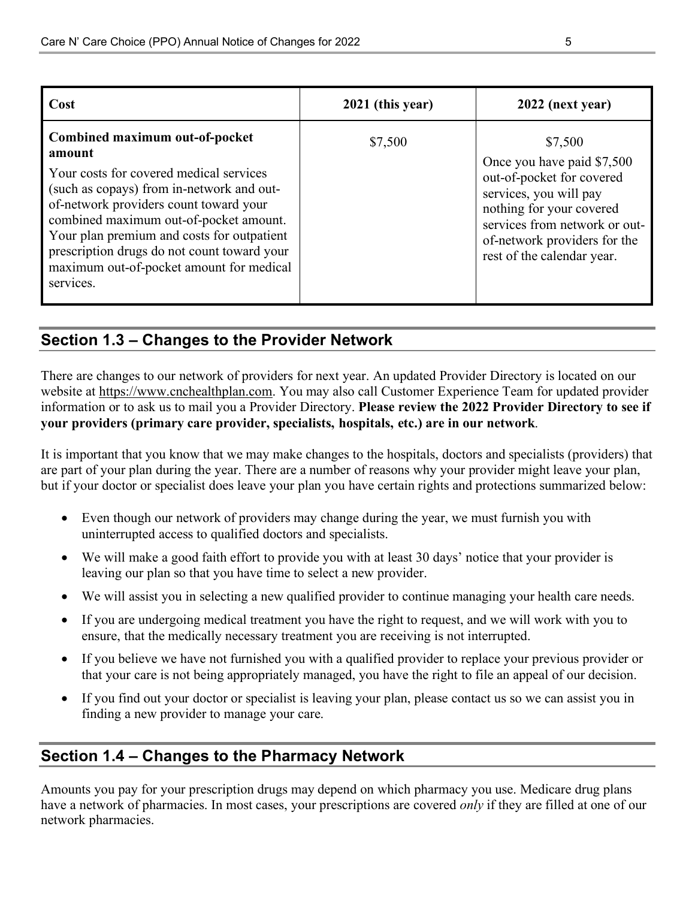| Cost | 2021 (this year) | 2022 (next year) |
|---|---|---|
| **Combined maximum out-of-pocket amount**<br>Your costs for covered medical services (such as copays) from in-network and out-of-network providers count toward your combined maximum out-of-pocket amount. Your plan premium and costs for outpatient prescription drugs do not count toward your maximum out-of-pocket amount for medical services. | $7,500 | $7,500<br>Once you have paid $7,500 out-of-pocket for covered services, you will pay nothing for your covered services from network or out-of-network providers for the rest of the calendar year. |

## Section 1.3 – Changes to the Provider Network

There are changes to our network of providers for next year. An updated Provider Directory is located on our website at https://www.cnchealthplan.com. You may also call Customer Experience Team for updated provider information or to ask us to mail you a Provider Directory. **Please review the 2022 Provider Directory to see if your providers (primary care provider, specialists, hospitals, etc.) are in our network**.

It is important that you know that we may make changes to the hospitals, doctors and specialists (providers) that are part of your plan during the year. There are a number of reasons why your provider might leave your plan, but if your doctor or specialist does leave your plan you have certain rights and protections summarized below:

- Even though our network of providers may change during the year, we must furnish you with uninterrupted access to qualified doctors and specialists.
- We will make a good faith effort to provide you with at least 30 days' notice that your provider is leaving our plan so that you have time to select a new provider.
- We will assist you in selecting a new qualified provider to continue managing your health care needs.
- If you are undergoing medical treatment you have the right to request, and we will work with you to ensure, that the medically necessary treatment you are receiving is not interrupted.
- If you believe we have not furnished you with a qualified provider to replace your previous provider or that your care is not being appropriately managed, you have the right to file an appeal of our decision.
- If you find out your doctor or specialist is leaving your plan, please contact us so we can assist you in finding a new provider to manage your care.

## Section 1.4 – Changes to the Pharmacy Network

Amounts you pay for your prescription drugs may depend on which pharmacy you use. Medicare drug plans have a network of pharmacies. In most cases, your prescriptions are covered *only* if they are filled at one of our network pharmacies.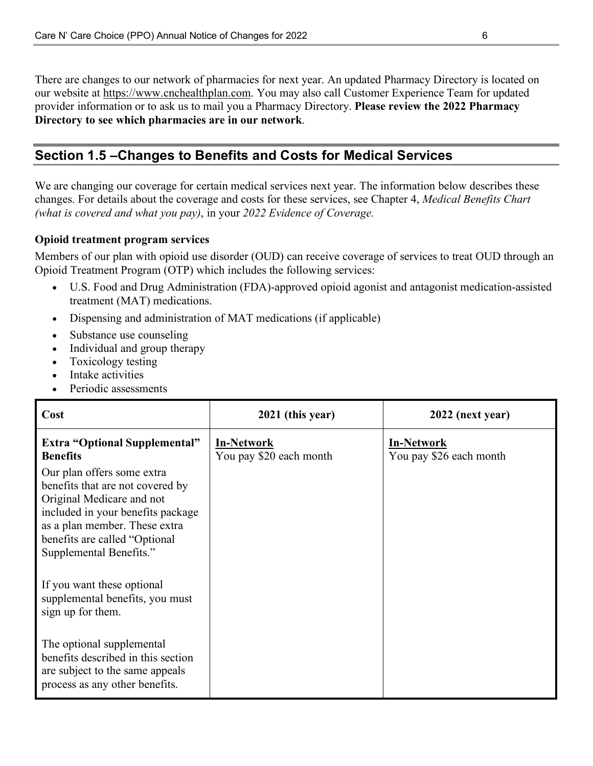There are changes to our network of pharmacies for next year. An updated Pharmacy Directory is located on our website at https://www.cnchealthplan.com. You may also call Customer Experience Team for updated provider information or to ask us to mail you a Pharmacy Directory. **Please review the 2022 Pharmacy Directory to see which pharmacies are in our network**.

## Section 1.5 –Changes to Benefits and Costs for Medical Services

We are changing our coverage for certain medical services next year. The information below describes these changes. For details about the coverage and costs for these services, see Chapter 4, *Medical Benefits Chart (what is covered and what you pay)*, in your *2022 Evidence of Coverage.*

**Opioid treatment program services**

Members of our plan with opioid use disorder (OUD) can receive coverage of services to treat OUD through an Opioid Treatment Program (OTP) which includes the following services:

- U.S. Food and Drug Administration (FDA)-approved opioid agonist and antagonist medication-assisted treatment (MAT) medications.
- Dispensing and administration of MAT medications (if applicable)
- Substance use counseling
- Individual and group therapy
- Toxicology testing
- Intake activities
- Periodic assessments

| Cost | 2021 (this year) | 2022 (next year) |
|---|---|---|
| **Extra "Optional Supplemental" Benefits**<br>Our plan offers some extra benefits that are not covered by Original Medicare and not included in your benefits package as a plan member. These extra benefits are called "Optional Supplemental Benefits."<br><br>If you want these optional supplemental benefits, you must sign up for them.<br><br>The optional supplemental benefits described in this section are subject to the same appeals process as any other benefits. | **In-Network**<br>You pay \$20 each month | **In-Network**<br>You pay \$26 each month |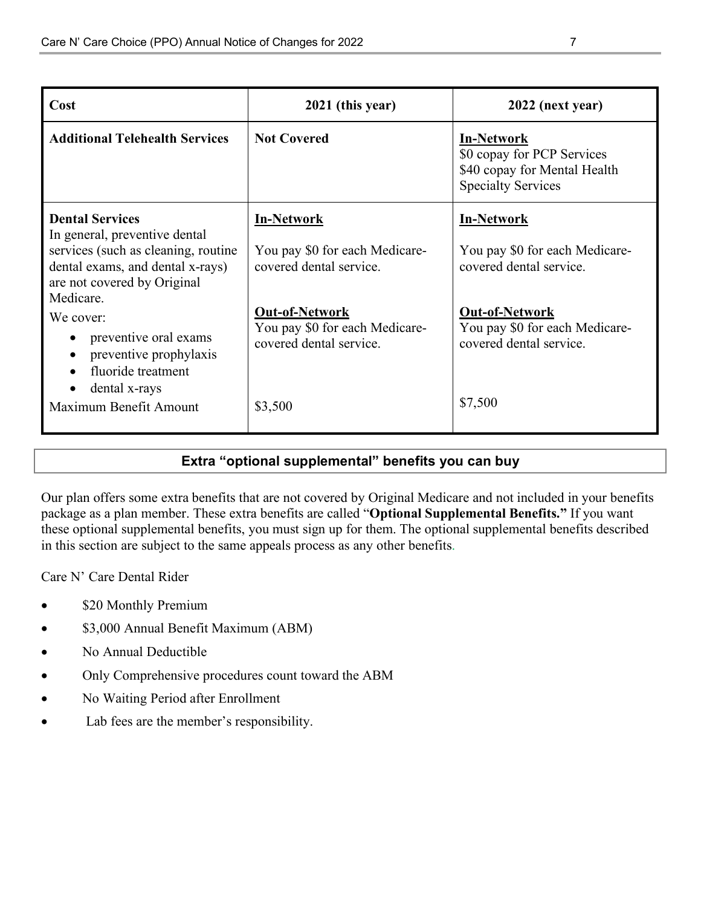| Cost | 2021 (this year) | 2022 (next year) |
|---|---|---|
| **Additional Telehealth Services** | **Not Covered** | **In-Network**<br>$0 copay for PCP Services<br>$40 copay for Mental Health Specialty Services |
| **Dental Services**<br>In general, preventive dental services (such as cleaning, routine dental exams, and dental x-rays) are not covered by Original Medicare.<br>We cover:<br>• preventive oral exams<br>• preventive prophylaxis<br>• fluoride treatment<br>• dental x-rays<br>Maximum Benefit Amount | **In-Network**<br>You pay $0 for each Medicare-covered dental service.<br><br>**Out-of-Network**<br>You pay $0 for each Medicare-covered dental service.<br><br>$3,500 | **In-Network**<br>You pay $0 for each Medicare-covered dental service.<br><br>**Out-of-Network**<br>You pay $0 for each Medicare-covered dental service.<br><br>$7,500 |

## Extra "optional supplemental" benefits you can buy

Our plan offers some extra benefits that are not covered by Original Medicare and not included in your benefits package as a plan member. These extra benefits are called "**Optional Supplemental Benefits.**" If you want these optional supplemental benefits, you must sign up for them. The optional supplemental benefits described in this section are subject to the same appeals process as any other benefits.

Care N' Care Dental Rider

- $20 Monthly Premium
- $3,000 Annual Benefit Maximum (ABM)
- No Annual Deductible
- Only Comprehensive procedures count toward the ABM
- No Waiting Period after Enrollment
- Lab fees are the member's responsibility.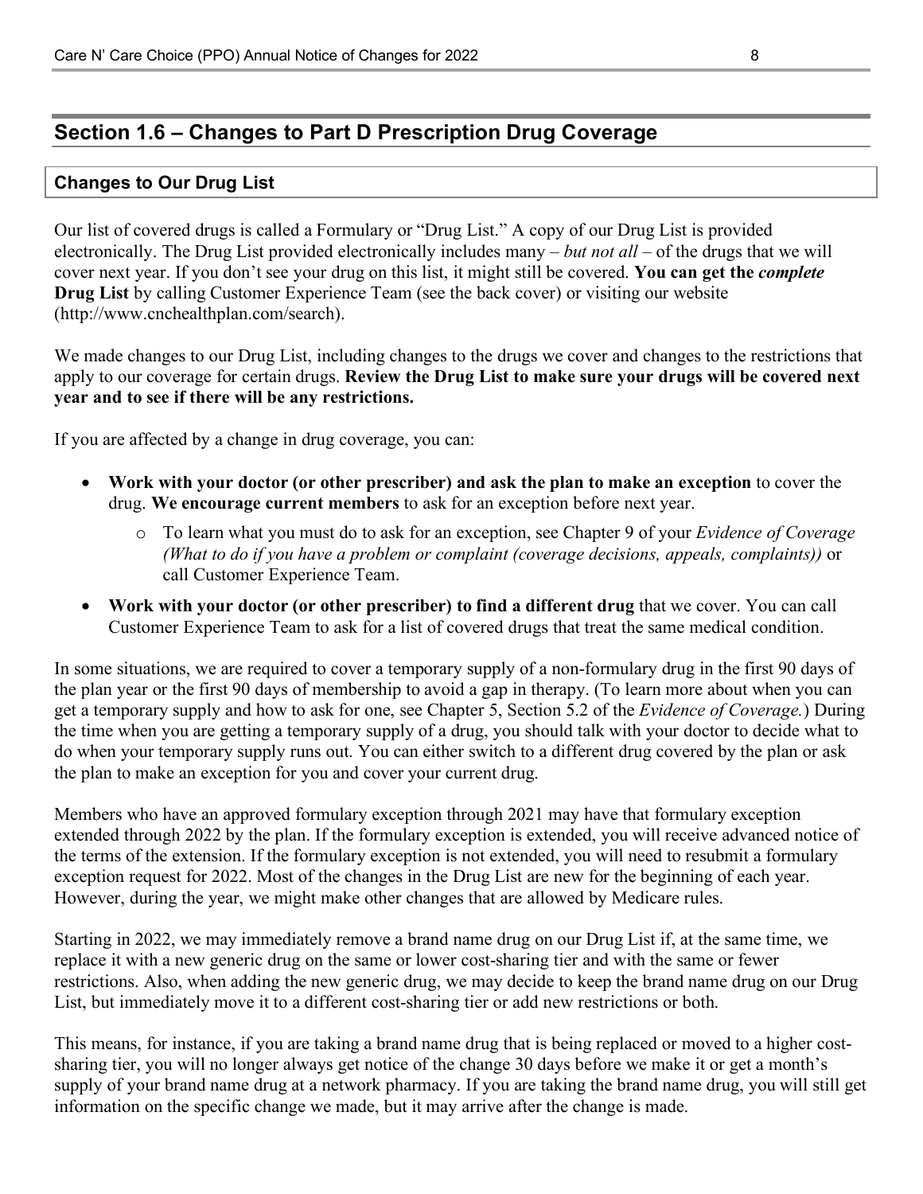## Section 1.6 – Changes to Part D Prescription Drug Coverage

### Changes to Our Drug List

Our list of covered drugs is called a Formulary or "Drug List." A copy of our Drug List is provided electronically. The Drug List provided electronically includes many – *but not all* – of the drugs that we will cover next year. If you don't see your drug on this list, it might still be covered. **You can get the *complete* Drug List** by calling Customer Experience Team (see the back cover) or visiting our website (http://www.cnchealthplan.com/search).

We made changes to our Drug List, including changes to the drugs we cover and changes to the restrictions that apply to our coverage for certain drugs. **Review the Drug List to make sure your drugs will be covered next year and to see if there will be any restrictions.**

If you are affected by a change in drug coverage, you can:

- **Work with your doctor (or other prescriber) and ask the plan to make an exception** to cover the drug. **We encourage current members** to ask for an exception before next year.
  - To learn what you must do to ask for an exception, see Chapter 9 of your *Evidence of Coverage (What to do if you have a problem or complaint (coverage decisions, appeals, complaints))* or call Customer Experience Team.
- **Work with your doctor (or other prescriber) to find a different drug** that we cover. You can call Customer Experience Team to ask for a list of covered drugs that treat the same medical condition.

In some situations, we are required to cover a temporary supply of a non-formulary drug in the first 90 days of the plan year or the first 90 days of membership to avoid a gap in therapy. (To learn more about when you can get a temporary supply and how to ask for one, see Chapter 5, Section 5.2 of the *Evidence of Coverage.*) During the time when you are getting a temporary supply of a drug, you should talk with your doctor to decide what to do when your temporary supply runs out. You can either switch to a different drug covered by the plan or ask the plan to make an exception for you and cover your current drug.

Members who have an approved formulary exception through 2021 may have that formulary exception extended through 2022 by the plan. If the formulary exception is extended, you will receive advanced notice of the terms of the extension. If the formulary exception is not extended, you will need to resubmit a formulary exception request for 2022. Most of the changes in the Drug List are new for the beginning of each year. However, during the year, we might make other changes that are allowed by Medicare rules.

Starting in 2022, we may immediately remove a brand name drug on our Drug List if, at the same time, we replace it with a new generic drug on the same or lower cost-sharing tier and with the same or fewer restrictions. Also, when adding the new generic drug, we may decide to keep the brand name drug on our Drug List, but immediately move it to a different cost-sharing tier or add new restrictions or both.

This means, for instance, if you are taking a brand name drug that is being replaced or moved to a higher cost-sharing tier, you will no longer always get notice of the change 30 days before we make it or get a month's supply of your brand name drug at a network pharmacy. If you are taking the brand name drug, you will still get information on the specific change we made, but it may arrive after the change is made.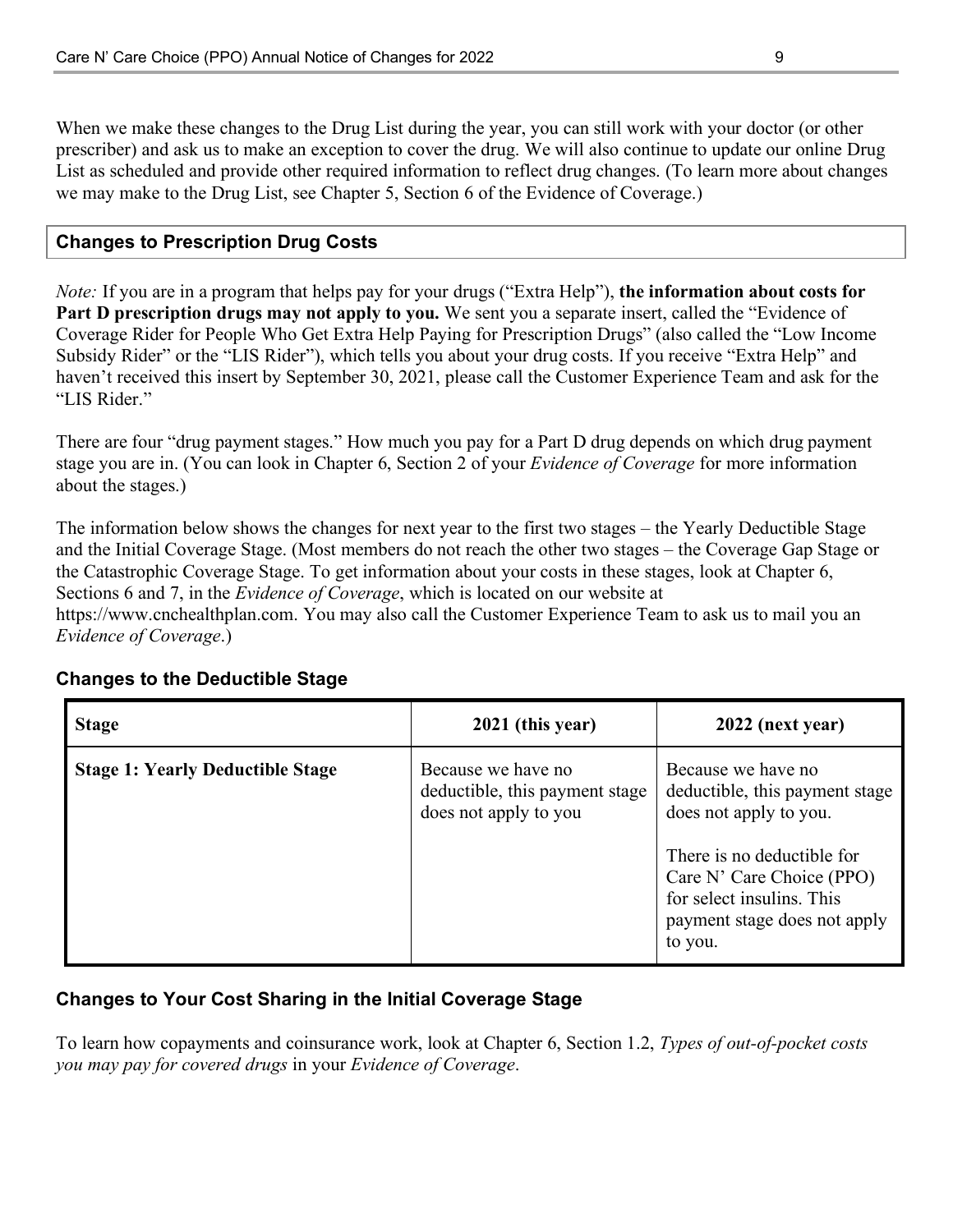When we make these changes to the Drug List during the year, you can still work with your doctor (or other prescriber) and ask us to make an exception to cover the drug. We will also continue to update our online Drug List as scheduled and provide other required information to reflect drug changes. (To learn more about changes we may make to the Drug List, see Chapter 5, Section 6 of the Evidence of Coverage.)

### Changes to Prescription Drug Costs

*Note:* If you are in a program that helps pay for your drugs ("Extra Help"), **the information about costs for Part D prescription drugs may not apply to you.** We sent you a separate insert, called the "Evidence of Coverage Rider for People Who Get Extra Help Paying for Prescription Drugs" (also called the "Low Income Subsidy Rider" or the "LIS Rider"), which tells you about your drug costs. If you receive "Extra Help" and haven't received this insert by September 30, 2021, please call the Customer Experience Team and ask for the "LIS Rider."

There are four "drug payment stages." How much you pay for a Part D drug depends on which drug payment stage you are in. (You can look in Chapter 6, Section 2 of your *Evidence of Coverage* for more information about the stages.)

The information below shows the changes for next year to the first two stages – the Yearly Deductible Stage and the Initial Coverage Stage. (Most members do not reach the other two stages – the Coverage Gap Stage or the Catastrophic Coverage Stage. To get information about your costs in these stages, look at Chapter 6, Sections 6 and 7, in the *Evidence of Coverage*, which is located on our website at https://www.cnchealthplan.com. You may also call the Customer Experience Team to ask us to mail you an *Evidence of Coverage*.)

### Changes to the Deductible Stage

| Stage | 2021 (this year) | 2022 (next year) |
|---|---|---|
| **Stage 1: Yearly Deductible Stage** | Because we have no deductible, this payment stage does not apply to you | Because we have no deductible, this payment stage does not apply to you.<br><br>There is no deductible for Care N' Care Choice (PPO) for select insulins. This payment stage does not apply to you. |

### Changes to Your Cost Sharing in the Initial Coverage Stage

To learn how copayments and coinsurance work, look at Chapter 6, Section 1.2, *Types of out-of-pocket costs you may pay for covered drugs* in your *Evidence of Coverage*.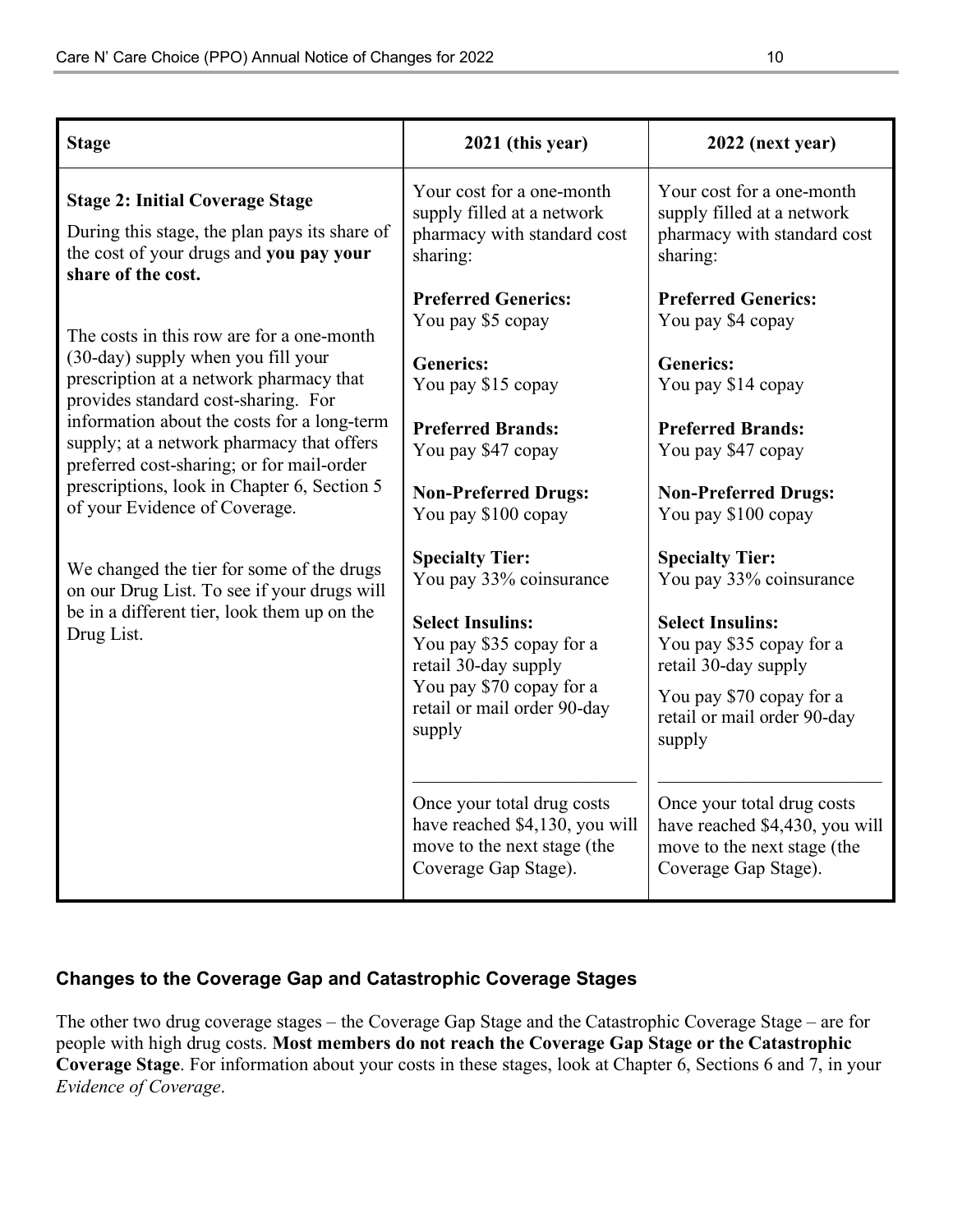| Stage | 2021 (this year) | 2022 (next year) |
|---|---|---|
| **Stage 2: Initial Coverage Stage**<br><br>During this stage, the plan pays its share of the cost of your drugs and **you pay your share of the cost.**<br><br>The costs in this row are for a one-month (30-day) supply when you fill your prescription at a network pharmacy that provides standard cost-sharing. For information about the costs for a long-term supply; at a network pharmacy that offers preferred cost-sharing; or for mail-order prescriptions, look in Chapter 6, Section 5 of your Evidence of Coverage.<br><br>We changed the tier for some of the drugs on our Drug List. To see if your drugs will be in a different tier, look them up on the Drug List. | Your cost for a one-month supply filled at a network pharmacy with standard cost sharing:<br><br>**Preferred Generics:**<br>You pay $5 copay<br><br>**Generics:**<br>You pay $15 copay<br><br>**Preferred Brands:**<br>You pay $47 copay<br><br>**Non-Preferred Drugs:**<br>You pay $100 copay<br><br>**Specialty Tier:**<br>You pay 33% coinsurance<br><br>**Select Insulins:**<br>You pay $35 copay for a retail 30-day supply<br>You pay $70 copay for a retail or mail order 90-day supply<br><br>Once your total drug costs have reached $4,130, you will move to the next stage (the Coverage Gap Stage). | Your cost for a one-month supply filled at a network pharmacy with standard cost sharing:<br><br>**Preferred Generics:**<br>You pay $4 copay<br><br>**Generics:**<br>You pay $14 copay<br><br>**Preferred Brands:**<br>You pay $47 copay<br><br>**Non-Preferred Drugs:**<br>You pay $100 copay<br><br>**Specialty Tier:**<br>You pay 33% coinsurance<br><br>**Select Insulins:**<br>You pay $35 copay for a retail 30-day supply<br>You pay $70 copay for a retail or mail order 90-day supply<br><br>Once your total drug costs have reached $4,430, you will move to the next stage (the Coverage Gap Stage). |

### Changes to the Coverage Gap and Catastrophic Coverage Stages

The other two drug coverage stages – the Coverage Gap Stage and the Catastrophic Coverage Stage – are for people with high drug costs. **Most members do not reach the Coverage Gap Stage or the Catastrophic Coverage Stage**. For information about your costs in these stages, look at Chapter 6, Sections 6 and 7, in your *Evidence of Coverage*.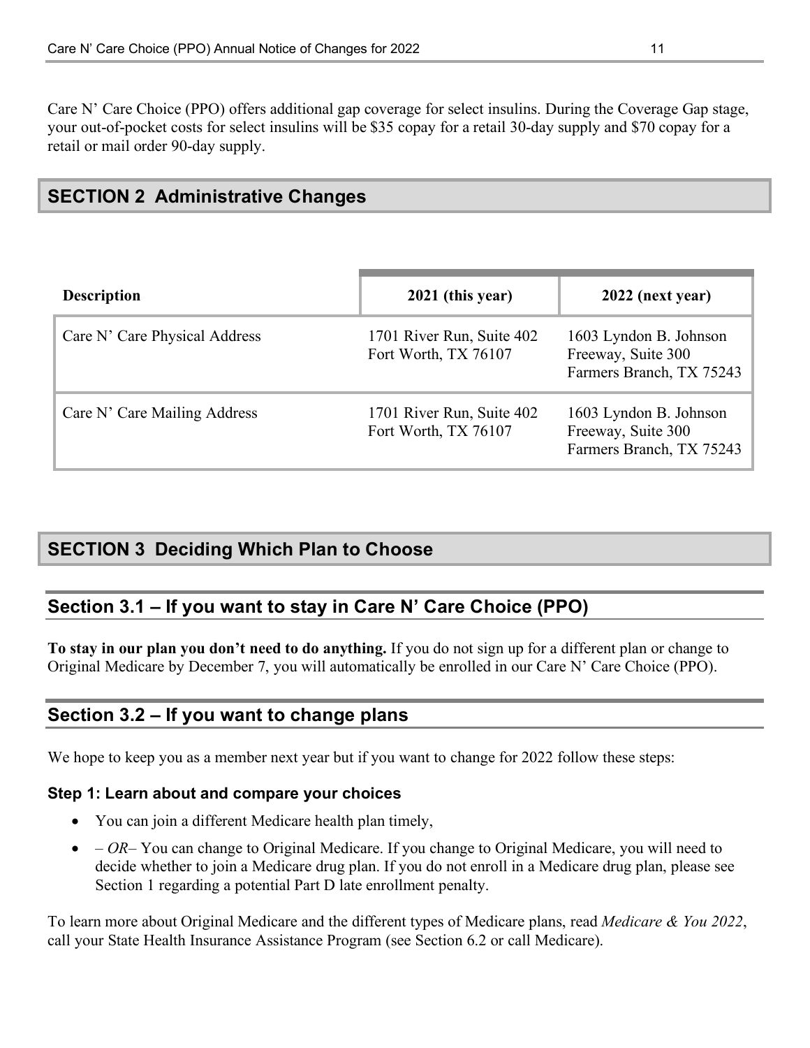Care N' Care Choice (PPO) offers additional gap coverage for select insulins. During the Coverage Gap stage, your out-of-pocket costs for select insulins will be $35 copay for a retail 30-day supply and $70 copay for a retail or mail order 90-day supply.

## SECTION 2 Administrative Changes

| Description | 2021 (this year) | 2022 (next year) |
|---|---|---|
| Care N' Care Physical Address | 1701 River Run, Suite 402 Fort Worth, TX 76107 | 1603 Lyndon B. Johnson Freeway, Suite 300 Farmers Branch, TX 75243 |
| Care N' Care Mailing Address | 1701 River Run, Suite 402 Fort Worth, TX 76107 | 1603 Lyndon B. Johnson Freeway, Suite 300 Farmers Branch, TX 75243 |

## SECTION 3 Deciding Which Plan to Choose

### Section 3.1 – If you want to stay in Care N' Care Choice (PPO)

**To stay in our plan you don't need to do anything.** If you do not sign up for a different plan or change to Original Medicare by December 7, you will automatically be enrolled in our Care N' Care Choice (PPO).

### Section 3.2 – If you want to change plans

We hope to keep you as a member next year but if you want to change for 2022 follow these steps:

#### Step 1: Learn about and compare your choices

- You can join a different Medicare health plan timely,
- – *OR*– You can change to Original Medicare. If you change to Original Medicare, you will need to decide whether to join a Medicare drug plan. If you do not enroll in a Medicare drug plan, please see Section 1 regarding a potential Part D late enrollment penalty.

To learn more about Original Medicare and the different types of Medicare plans, read *Medicare & You 2022*, call your State Health Insurance Assistance Program (see Section 6.2 or call Medicare).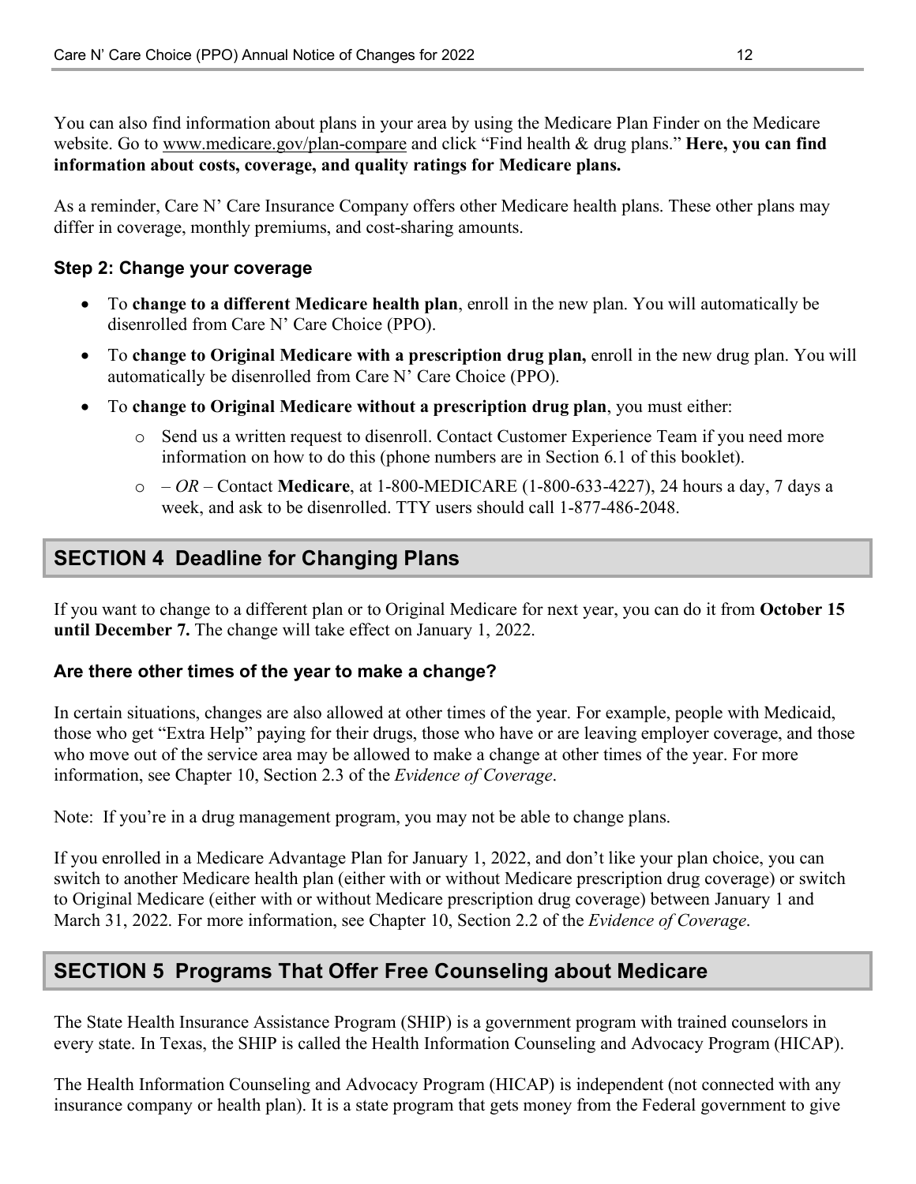You can also find information about plans in your area by using the Medicare Plan Finder on the Medicare website. Go to www.medicare.gov/plan-compare and click "Find health & drug plans." **Here, you can find information about costs, coverage, and quality ratings for Medicare plans.**

As a reminder, Care N' Care Insurance Company offers other Medicare health plans. These other plans may differ in coverage, monthly premiums, and cost-sharing amounts.

### Step 2: Change your coverage

- To **change to a different Medicare health plan**, enroll in the new plan. You will automatically be disenrolled from Care N' Care Choice (PPO).
- To **change to Original Medicare with a prescription drug plan,** enroll in the new drug plan. You will automatically be disenrolled from Care N' Care Choice (PPO).
- To **change to Original Medicare without a prescription drug plan**, you must either:
  - Send us a written request to disenroll. Contact Customer Experience Team if you need more information on how to do this (phone numbers are in Section 6.1 of this booklet).
  - – *OR* – Contact **Medicare**, at 1-800-MEDICARE (1-800-633-4227), 24 hours a day, 7 days a week, and ask to be disenrolled. TTY users should call 1-877-486-2048.

## SECTION 4 Deadline for Changing Plans

If you want to change to a different plan or to Original Medicare for next year, you can do it from **October 15 until December 7.** The change will take effect on January 1, 2022.

### Are there other times of the year to make a change?

In certain situations, changes are also allowed at other times of the year. For example, people with Medicaid, those who get "Extra Help" paying for their drugs, those who have or are leaving employer coverage, and those who move out of the service area may be allowed to make a change at other times of the year. For more information, see Chapter 10, Section 2.3 of the *Evidence of Coverage*.

Note: If you're in a drug management program, you may not be able to change plans.

If you enrolled in a Medicare Advantage Plan for January 1, 2022, and don't like your plan choice, you can switch to another Medicare health plan (either with or without Medicare prescription drug coverage) or switch to Original Medicare (either with or without Medicare prescription drug coverage) between January 1 and March 31, 2022. For more information, see Chapter 10, Section 2.2 of the *Evidence of Coverage*.

## SECTION 5 Programs That Offer Free Counseling about Medicare

The State Health Insurance Assistance Program (SHIP) is a government program with trained counselors in every state. In Texas, the SHIP is called the Health Information Counseling and Advocacy Program (HICAP).

The Health Information Counseling and Advocacy Program (HICAP) is independent (not connected with any insurance company or health plan). It is a state program that gets money from the Federal government to give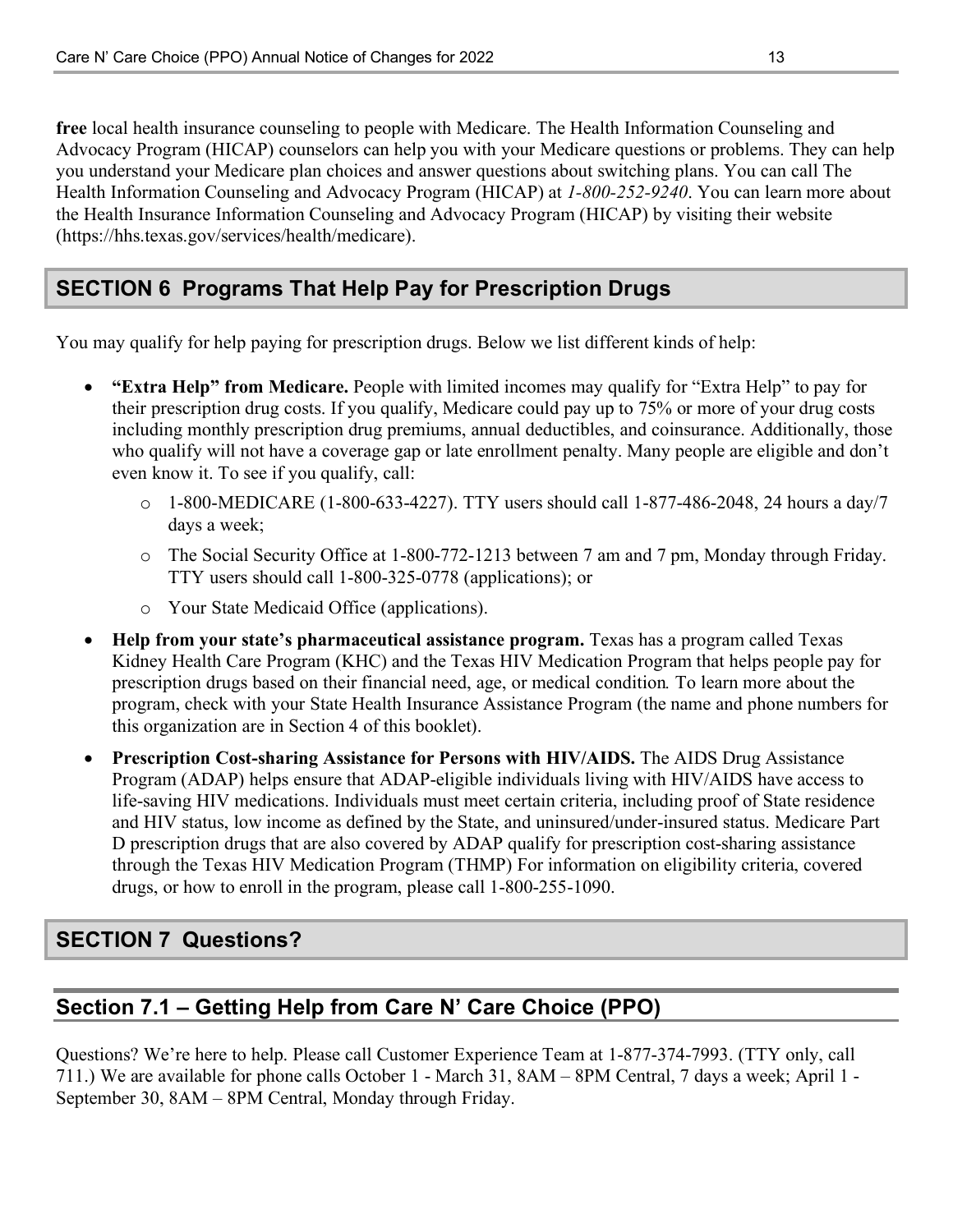**free** local health insurance counseling to people with Medicare. The Health Information Counseling and Advocacy Program (HICAP) counselors can help you with your Medicare questions or problems. They can help you understand your Medicare plan choices and answer questions about switching plans. You can call The Health Information Counseling and Advocacy Program (HICAP) at *1-800-252-9240*. You can learn more about the Health Insurance Information Counseling and Advocacy Program (HICAP) by visiting their website (https://hhs.texas.gov/services/health/medicare).

## SECTION 6 Programs That Help Pay for Prescription Drugs

You may qualify for help paying for prescription drugs. Below we list different kinds of help:

- **"Extra Help" from Medicare.** People with limited incomes may qualify for "Extra Help" to pay for their prescription drug costs. If you qualify, Medicare could pay up to 75% or more of your drug costs including monthly prescription drug premiums, annual deductibles, and coinsurance. Additionally, those who qualify will not have a coverage gap or late enrollment penalty. Many people are eligible and don't even know it. To see if you qualify, call:
  - 1-800-MEDICARE (1-800-633-4227). TTY users should call 1-877-486-2048, 24 hours a day/7 days a week;
  - The Social Security Office at 1-800-772-1213 between 7 am and 7 pm, Monday through Friday. TTY users should call 1-800-325-0778 (applications); or
  - Your State Medicaid Office (applications).
- **Help from your state's pharmaceutical assistance program.** Texas has a program called Texas Kidney Health Care Program (KHC) and the Texas HIV Medication Program that helps people pay for prescription drugs based on their financial need, age, or medical condition*.* To learn more about the program, check with your State Health Insurance Assistance Program (the name and phone numbers for this organization are in Section 4 of this booklet).
- **Prescription Cost-sharing Assistance for Persons with HIV/AIDS.** The AIDS Drug Assistance Program (ADAP) helps ensure that ADAP-eligible individuals living with HIV/AIDS have access to life-saving HIV medications. Individuals must meet certain criteria, including proof of State residence and HIV status, low income as defined by the State, and uninsured/under-insured status. Medicare Part D prescription drugs that are also covered by ADAP qualify for prescription cost-sharing assistance through the Texas HIV Medication Program (THMP) For information on eligibility criteria, covered drugs, or how to enroll in the program, please call 1-800-255-1090.

## SECTION 7 Questions?

### Section 7.1 – Getting Help from Care N' Care Choice (PPO)

Questions? We're here to help. Please call Customer Experience Team at 1-877-374-7993. (TTY only, call 711.) We are available for phone calls October 1 - March 31, 8AM – 8PM Central, 7 days a week; April 1 - September 30, 8AM – 8PM Central, Monday through Friday.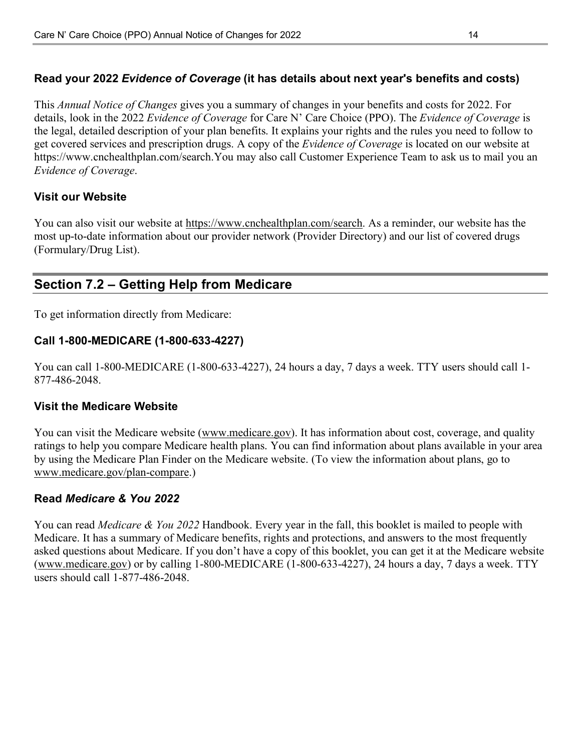### Read your 2022 *Evidence of Coverage* (it has details about next year's benefits and costs)

This *Annual Notice of Changes* gives you a summary of changes in your benefits and costs for 2022. For details, look in the 2022 *Evidence of Coverage* for Care N' Care Choice (PPO). The *Evidence of Coverage* is the legal, detailed description of your plan benefits. It explains your rights and the rules you need to follow to get covered services and prescription drugs. A copy of the *Evidence of Coverage* is located on our website at https://www.cnchealthplan.com/search.You may also call Customer Experience Team to ask us to mail you an *Evidence of Coverage*.

### Visit our Website

You can also visit our website at https://www.cnchealthplan.com/search. As a reminder, our website has the most up-to-date information about our provider network (Provider Directory) and our list of covered drugs (Formulary/Drug List).

## Section 7.2 – Getting Help from Medicare

To get information directly from Medicare:

### Call 1-800-MEDICARE (1-800-633-4227)

You can call 1-800-MEDICARE (1-800-633-4227), 24 hours a day, 7 days a week. TTY users should call 1-877-486-2048.

### Visit the Medicare Website

You can visit the Medicare website (www.medicare.gov). It has information about cost, coverage, and quality ratings to help you compare Medicare health plans. You can find information about plans available in your area by using the Medicare Plan Finder on the Medicare website. (To view the information about plans, go to www.medicare.gov/plan-compare.)

### Read *Medicare & You 2022*

You can read *Medicare & You 2022* Handbook. Every year in the fall, this booklet is mailed to people with Medicare. It has a summary of Medicare benefits, rights and protections, and answers to the most frequently asked questions about Medicare. If you don't have a copy of this booklet, you can get it at the Medicare website (www.medicare.gov) or by calling 1-800-MEDICARE (1-800-633-4227), 24 hours a day, 7 days a week. TTY users should call 1-877-486-2048.